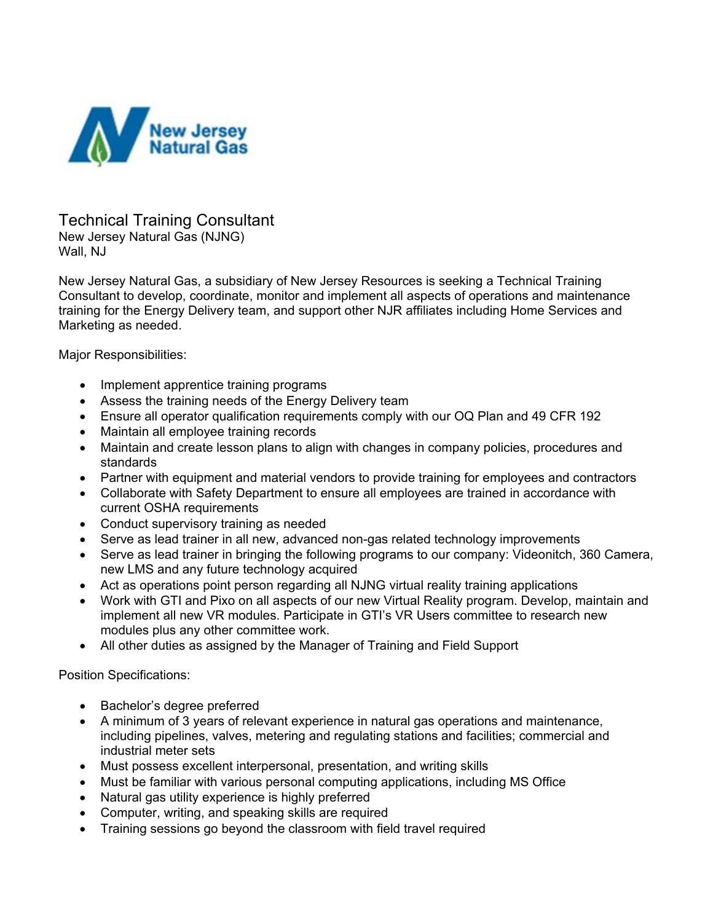New Jersey Natural Gas

# Technical Training Consultant

New Jersey Natural Gas (NJNG)
Wall, NJ

New Jersey Natural Gas, a subsidiary of New Jersey Resources is seeking a Technical Training Consultant to develop, coordinate, monitor and implement all aspects of operations and maintenance training for the Energy Delivery team, and support other NJR affiliates including Home Services and Marketing as needed.

Major Responsibilities:

- Implement apprentice training programs
- Assess the training needs of the Energy Delivery team
- Ensure all operator qualification requirements comply with our OQ Plan and 49 CFR 192
- Maintain all employee training records
- Maintain and create lesson plans to align with changes in company policies, procedures and standards
- Partner with equipment and material vendors to provide training for employees and contractors
- Collaborate with Safety Department to ensure all employees are trained in accordance with current OSHA requirements
- Conduct supervisory training as needed
- Serve as lead trainer in all new, advanced non-gas related technology improvements
- Serve as lead trainer in bringing the following programs to our company: Videonitch, 360 Camera, new LMS and any future technology acquired
- Act as operations point person regarding all NJNG virtual reality training applications
- Work with GTI and Pixo on all aspects of our new Virtual Reality program. Develop, maintain and implement all new VR modules. Participate in GTI's VR Users committee to research new modules plus any other committee work.
- All other duties as assigned by the Manager of Training and Field Support

Position Specifications:

- Bachelor's degree preferred
- A minimum of 3 years of relevant experience in natural gas operations and maintenance, including pipelines, valves, metering and regulating stations and facilities; commercial and industrial meter sets
- Must possess excellent interpersonal, presentation, and writing skills
- Must be familiar with various personal computing applications, including MS Office
- Natural gas utility experience is highly preferred
- Computer, writing, and speaking skills are required
- Training sessions go beyond the classroom with field travel required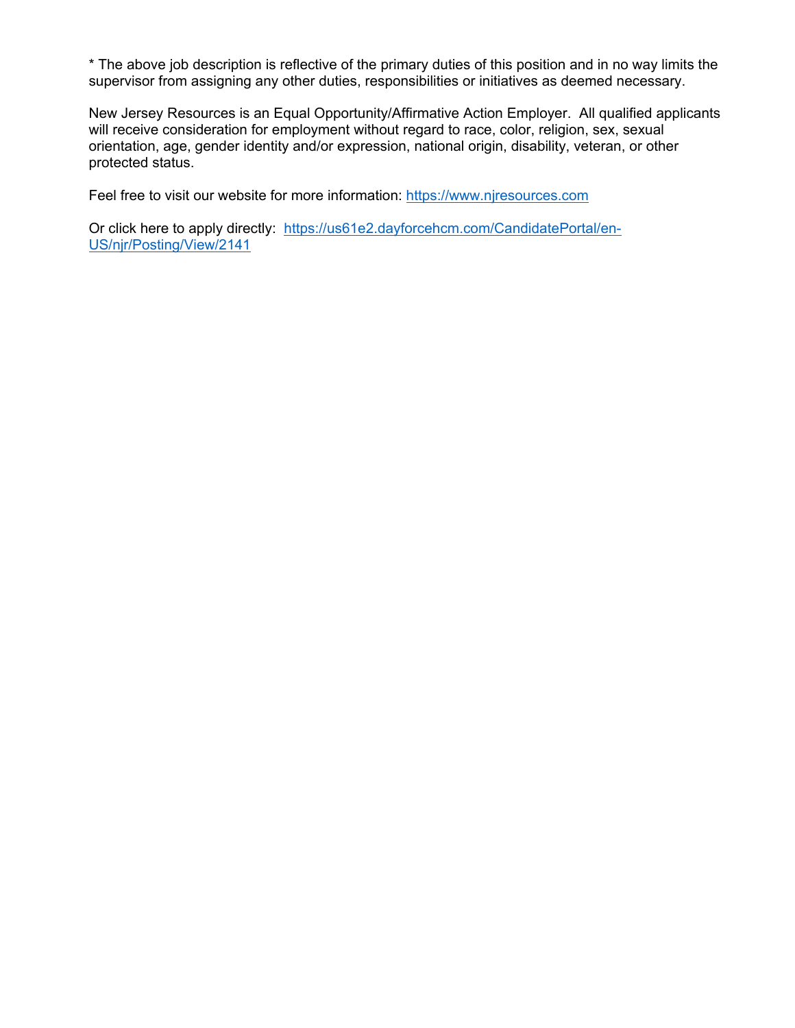* The above job description is reflective of the primary duties of this position and in no way limits the supervisor from assigning any other duties, responsibilities or initiatives as deemed necessary.

New Jersey Resources is an Equal Opportunity/Affirmative Action Employer. All qualified applicants will receive consideration for employment without regard to race, color, religion, sex, sexual orientation, age, gender identity and/or expression, national origin, disability, veteran, or other protected status.

Feel free to visit our website for more information: https://www.njresources.com

Or click here to apply directly: https://us61e2.dayforcehcm.com/CandidatePortal/en-US/njr/Posting/View/2141